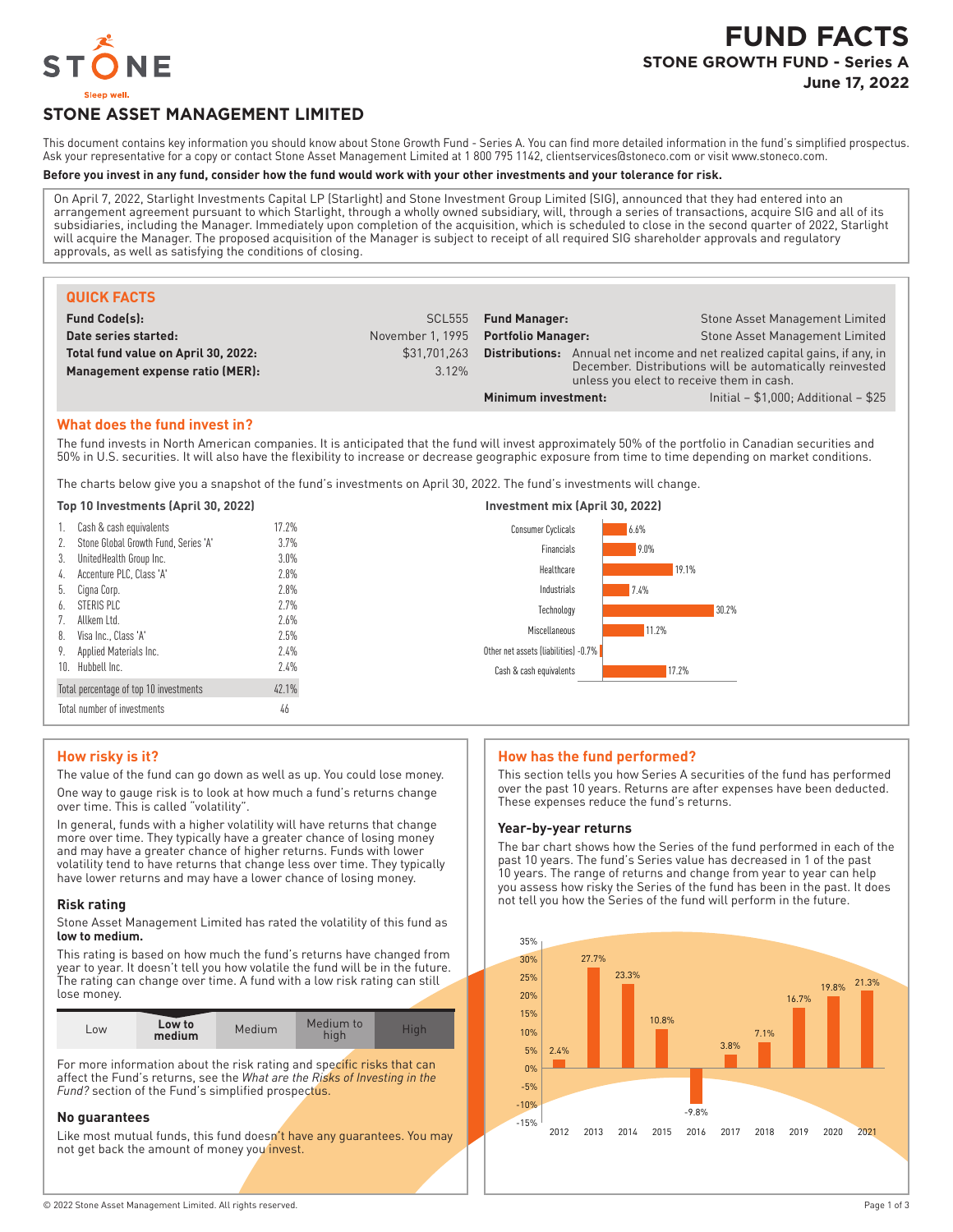# FUND FACTS

## STONE GROWTH FUND - Series A

**June 17, 2022**

STONE

Sleep well.

## STONE ASSET MANAGEMENT LIMITED

This document contains key information you should know about Stone Growth Fund - Series A. You can find more detailed information in the fund's simplified prospectus. Ask your representative for a copy or contact Stone Asset Management Limited at 1 800 795 1142, clientservices@stoneco.com or visit www.stoneco.com.

**Before you invest in any fund, consider how the fund would work with your other investments and your tolerance for risk.**

On April 7, 2022, Starlight Investments Capital LP (Starlight) and Stone Investment Group Limited (SIG), announced that they had entered into an arrangement agreement pursuant to which Starlight, through a wholly owned subsidiary, will, through a series of transactions, acquire SIG and all of its subsidiaries, including the Manager. Immediately upon completion of the acquisition, which is scheduled to close in the second quarter of 2022, Starlight will acquire the Manager. The proposed acquisition of the Manager is subject to receipt of all required SIG shareholder approvals and regulatory approvals, as well as satisfying the conditions of closing.

### QUICK FACTS

| | | | |
|---|---|---|---|
| **Fund Code(s):** | SCL555 | **Fund Manager:** | Stone Asset Management Limited |
| **Date series started:** | November 1, 1995 | **Portfolio Manager:** | Stone Asset Management Limited |
| **Total fund value on April 30, 2022:** | $31,701,263 | **Distributions:** | Annual net income and net realized capital gains, if any, in December. Distributions will be automatically reinvested unless you elect to receive them in cash. |
| **Management expense ratio (MER):** | 3.12% | **Minimum investment:** | Initial – $1,000; Additional – $25 |

### What does the fund invest in?

The fund invests in North American companies. It is anticipated that the fund will invest approximately 50% of the portfolio in Canadian securities and 50% in U.S. securities. It will also have the flexibility to increase or decrease geographic exposure from time to time depending on market conditions.

The charts below give you a snapshot of the fund's investments on April 30, 2022. The fund's investments will change.

**Top 10 Investments (April 30, 2022)**

| | | |
|---|---|---|
| 1. | Cash & cash equivalents | 17.2% |
| 2. | Stone Global Growth Fund, Series 'A' | 3.7% |
| 3. | UnitedHealth Group Inc. | 3.0% |
| 4. | Accenture PLC, Class 'A' | 2.8% |
| 5. | Cigna Corp. | 2.8% |
| 6. | STERIS PLC | 2.7% |
| 7. | Allkem Ltd. | 2.6% |
| 8. | Visa Inc., Class 'A' | 2.5% |
| 9. | Applied Materials Inc. | 2.4% |
| 10. | Hubbell Inc. | 2.4% |
| | Total percentage of top 10 investments | 42.1% |
| | Total number of investments | 46 |

**Investment mix (April 30, 2022)**

| Sector | % |
|---|---|
| Consumer Cyclicals | 6.6% |
| Financials | 9.0% |
| Healthcare | 19.1% |
| Industrials | 7.4% |
| Technology | 30.2% |
| Miscellaneous | 11.2% |
| Other net assets (liabilities) | -0.7% |
| Cash & cash equivalents | 17.2% |

### How risky is it?

The value of the fund can go down as well as up. You could lose money.

One way to gauge risk is to look at how much a fund's returns change over time. This is called "volatility".

In general, funds with a higher volatility will have returns that change more over time. They typically have a greater chance of losing money and may have a greater chance of higher returns. Funds with lower volatility tend to have returns that change less over time. They typically have lower returns and may have a lower chance of losing money.

#### Risk rating

Stone Asset Management Limited has rated the volatility of this fund as **low to medium.**

This rating is based on how much the fund's returns have changed from year to year. It doesn't tell you how volatile the fund will be in the future. The rating can change over time. A fund with a low risk rating can still lose money.

| Low | **Low to medium** | Medium | Medium to high | High |
|---|---|---|---|---|

For more information about the risk rating and specific risks that can affect the Fund's returns, see the *What are the Risks of Investing in the Fund?* section of the Fund's simplified prospectus.

#### No guarantees

Like most mutual funds, this fund doesn't have any guarantees. You may not get back the amount of money you invest.

### How has the fund performed?

This section tells you how Series A securities of the fund has performed over the past 10 years. Returns are after expenses have been deducted. These expenses reduce the fund's returns.

#### Year-by-year returns

The bar chart shows how the Series of the fund performed in each of the past 10 years. The fund's Series value has decreased in 1 of the past 10 years. The range of returns and change from year to year can help you assess how risky the Series of the fund has been in the past. It does not tell you how the Series of the fund will perform in the future.

| Year | 2012 | 2013 | 2014 | 2015 | 2016 | 2017 | 2018 | 2019 | 2020 | 2021 |
|---|---|---|---|---|---|---|---|---|---|---|
| Return | 2.4% | 27.7% | 23.3% | 10.8% | -9.8% | 3.8% | 7.1% | 16.7% | 19.8% | 21.3% |

© 2022 Stone Asset Management Limited. All rights reserved.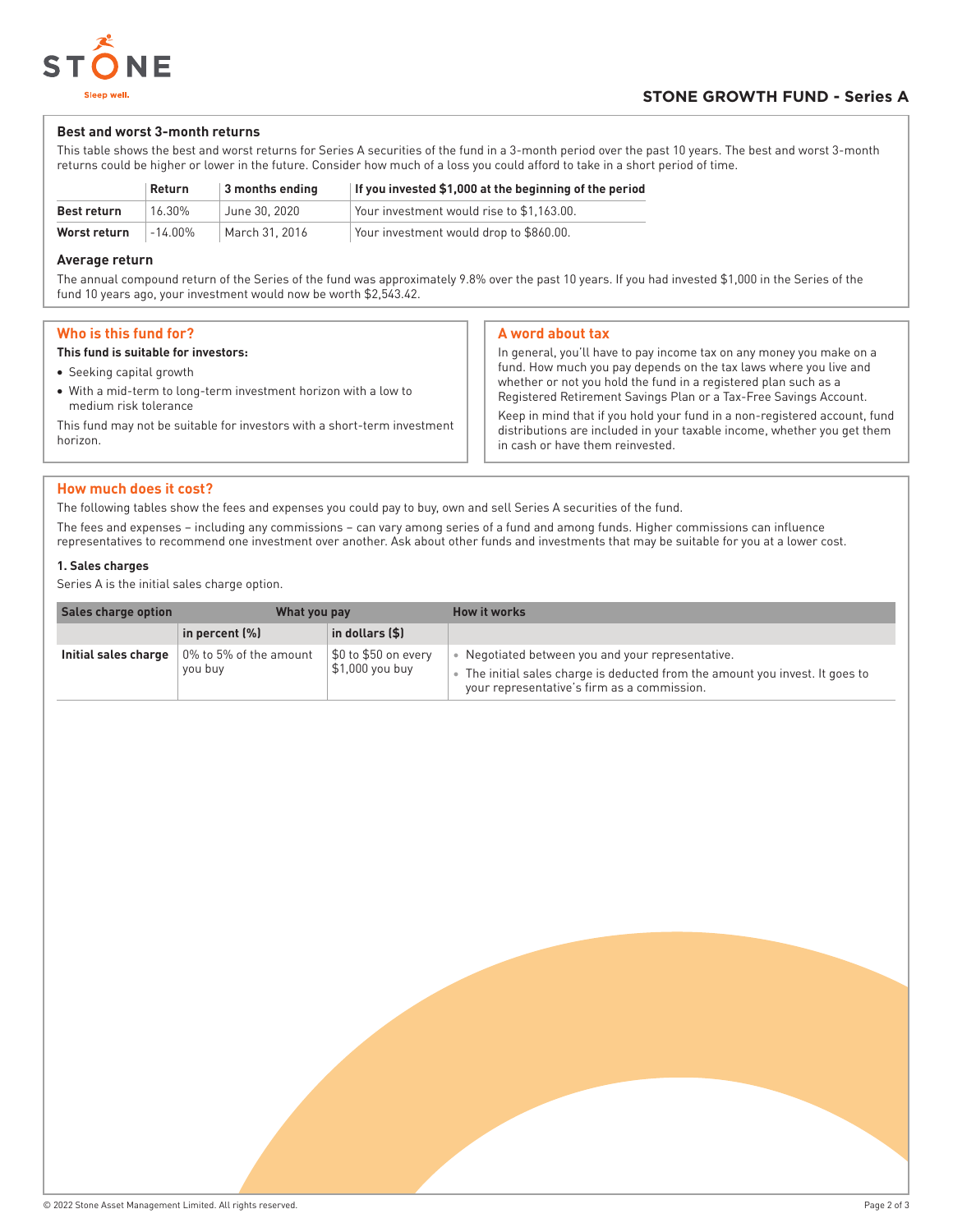## Best and worst 3-month returns

This table shows the best and worst returns for Series A securities of the fund in a 3-month period over the past 10 years. The best and worst 3-month returns could be higher or lower in the future. Consider how much of a loss you could afford to take in a short period of time.

| | Return | 3 months ending | If you invested $1,000 at the beginning of the period |
|---|---|---|---|
| **Best return** | 16.30% | June 30, 2020 | Your investment would rise to $1,163.00. |
| **Worst return** | -14.00% | March 31, 2016 | Your investment would drop to $860.00. |

### Average return

The annual compound return of the Series of the fund was approximately 9.8% over the past 10 years. If you had invested $1,000 in the Series of the fund 10 years ago, your investment would now be worth $2,543.42.

## Who is this fund for?

**This fund is suitable for investors:**

- Seeking capital growth
- With a mid-term to long-term investment horizon with a low to medium risk tolerance

This fund may not be suitable for investors with a short-term investment horizon.

## A word about tax

In general, you'll have to pay income tax on any money you make on a fund. How much you pay depends on the tax laws where you live and whether or not you hold the fund in a registered plan such as a Registered Retirement Savings Plan or a Tax-Free Savings Account.

Keep in mind that if you hold your fund in a non-registered account, fund distributions are included in your taxable income, whether you get them in cash or have them reinvested.

## How much does it cost?

The following tables show the fees and expenses you could pay to buy, own and sell Series A securities of the fund.

The fees and expenses – including any commissions – can vary among series of a fund and among funds. Higher commissions can influence representatives to recommend one investment over another. Ask about other funds and investments that may be suitable for you at a lower cost.

### 1. Sales charges

Series A is the initial sales charge option.

| Sales charge option | What you pay | | How it works |
|---|---|---|---|
| | in percent (%) | in dollars ($) | |
| **Initial sales charge** | 0% to 5% of the amount you buy | $0 to $50 on every $1,000 you buy | • Negotiated between you and your representative.<br>• The initial sales charge is deducted from the amount you invest. It goes to your representative's firm as a commission. |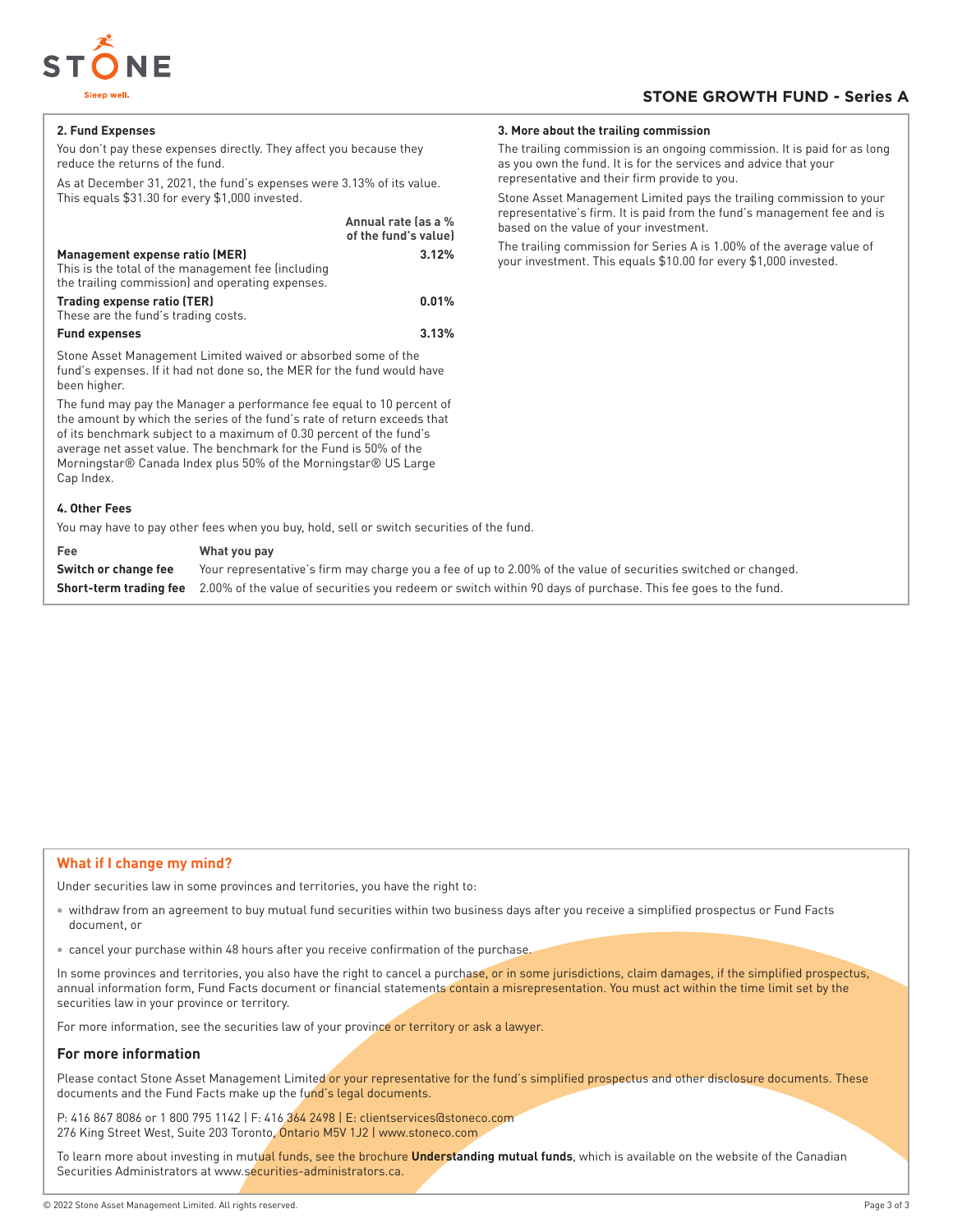# STONE GROWTH FUND - Series A

### 2. Fund Expenses

You don't pay these expenses directly. They affect you because they reduce the returns of the fund.

As at December 31, 2021, the fund's expenses were 3.13% of its value. This equals $31.30 for every $1,000 invested.

| | Annual rate (as a % of the fund's value) |
|---|---|
| **Management expense ratio (MER)** This is the total of the management fee (including the trailing commission) and operating expenses. | **3.12%** |
| **Trading expense ratio (TER)** These are the fund's trading costs. | **0.01%** |
| **Fund expenses** | **3.13%** |

Stone Asset Management Limited waived or absorbed some of the fund's expenses. If it had not done so, the MER for the fund would have been higher.

The fund may pay the Manager a performance fee equal to 10 percent of the amount by which the series of the fund's rate of return exceeds that of its benchmark subject to a maximum of 0.30 percent of the fund's average net asset value. The benchmark for the Fund is 50% of the Morningstar® Canada Index plus 50% of the Morningstar® US Large Cap Index.

### 3. More about the trailing commission

The trailing commission is an ongoing commission. It is paid for as long as you own the fund. It is for the services and advice that your representative and their firm provide to you.

Stone Asset Management Limited pays the trailing commission to your representative's firm. It is paid from the fund's management fee and is based on the value of your investment.

The trailing commission for Series A is 1.00% of the average value of your investment. This equals $10.00 for every $1,000 invested.

### 4. Other Fees

You may have to pay other fees when you buy, hold, sell or switch securities of the fund.

| Fee | What you pay |
|---|---|
| **Switch or change fee** | Your representative's firm may charge you a fee of up to 2.00% of the value of securities switched or changed. |
| **Short-term trading fee** | 2.00% of the value of securities you redeem or switch within 90 days of purchase. This fee goes to the fund. |

## What if I change my mind?

Under securities law in some provinces and territories, you have the right to:

- withdraw from an agreement to buy mutual fund securities within two business days after you receive a simplified prospectus or Fund Facts document, or
- cancel your purchase within 48 hours after you receive confirmation of the purchase.

In some provinces and territories, you also have the right to cancel a purchase, or in some jurisdictions, claim damages, if the simplified prospectus, annual information form, Fund Facts document or financial statements contain a misrepresentation. You must act within the time limit set by the securities law in your province or territory.

For more information, see the securities law of your province or territory or ask a lawyer.

## For more information

Please contact Stone Asset Management Limited or your representative for the fund's simplified prospectus and other disclosure documents. These documents and the Fund Facts make up the fund's legal documents.

P: 416 867 8086 or 1 800 795 1142 | F: 416 364 2498 | E: clientservices@stoneco.com
276 King Street West, Suite 203 Toronto, Ontario M5V 1J2 | www.stoneco.com

To learn more about investing in mutual funds, see the brochure **Understanding mutual funds**, which is available on the website of the Canadian Securities Administrators at www.securities-administrators.ca.

© 2022 Stone Asset Management Limited. All rights reserved.